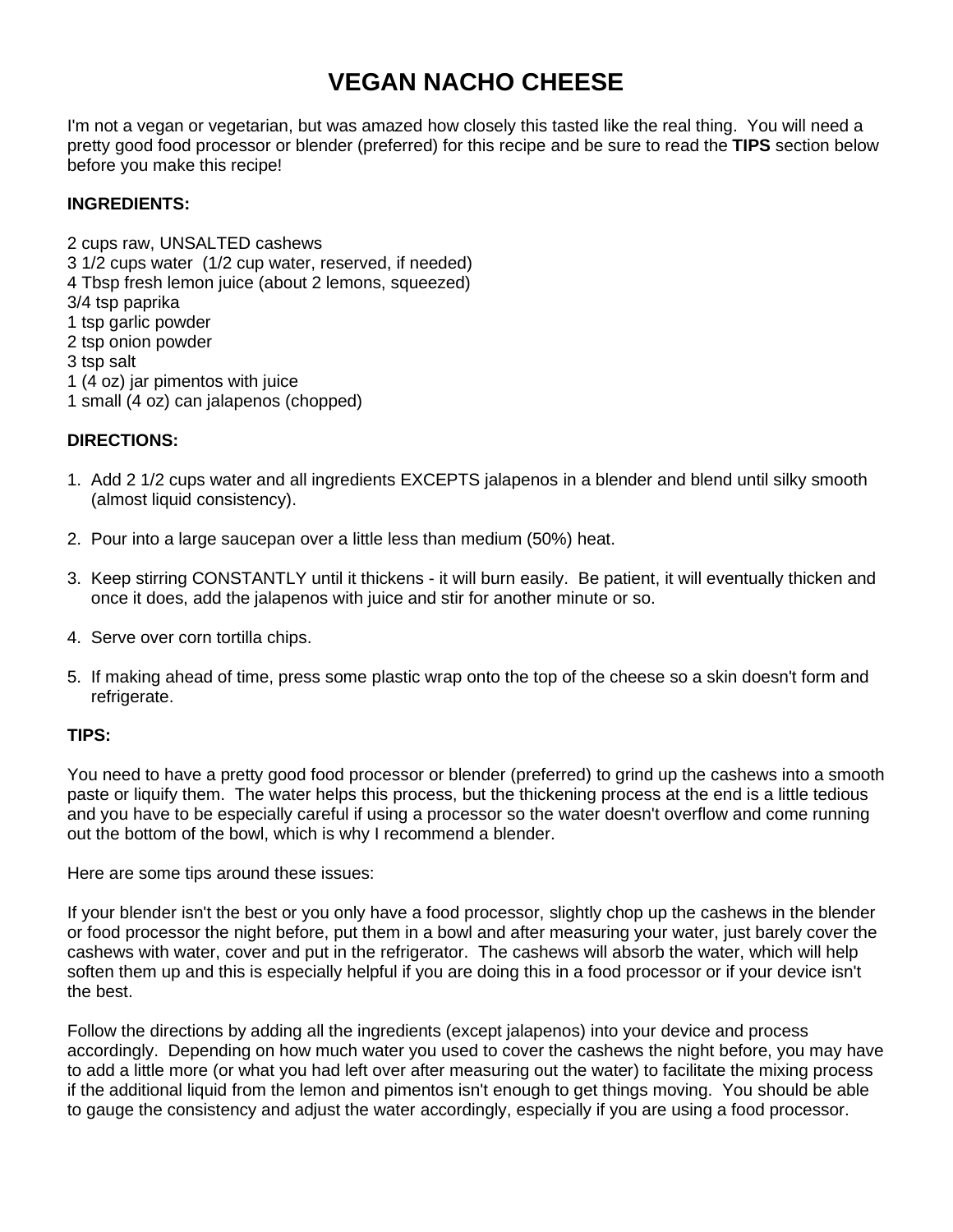# VEGAN NACHO CHEESE

I'm not a vegan or vegetarian, but was amazed how closely this tasted like the real thing. You will need a pretty good food processor or blender (preferred) for this recipe and be sure to read the **TIPS** section below before you make this recipe!

**INGREDIENTS:**

2 cups raw, UNSALTED cashews
3 1/2 cups water (1/2 cup water, reserved, if needed)
4 Tbsp fresh lemon juice (about 2 lemons, squeezed)
3/4 tsp paprika
1 tsp garlic powder
2 tsp onion powder
3 tsp salt
1 (4 oz) jar pimentos with juice
1 small (4 oz) can jalapenos (chopped)

**DIRECTIONS:**

1. Add 2 1/2 cups water and all ingredients EXCEPTS jalapenos in a blender and blend until silky smooth (almost liquid consistency).

2. Pour into a large saucepan over a little less than medium (50%) heat.

3. Keep stirring CONSTANTLY until it thickens - it will burn easily. Be patient, it will eventually thicken and once it does, add the jalapenos with juice and stir for another minute or so.

4. Serve over corn tortilla chips.

5. If making ahead of time, press some plastic wrap onto the top of the cheese so a skin doesn't form and refrigerate.

**TIPS:**

You need to have a pretty good food processor or blender (preferred) to grind up the cashews into a smooth paste or liquify them. The water helps this process, but the thickening process at the end is a little tedious and you have to be especially careful if using a processor so the water doesn't overflow and come running out the bottom of the bowl, which is why I recommend a blender.

Here are some tips around these issues:

If your blender isn't the best or you only have a food processor, slightly chop up the cashews in the blender or food processor the night before, put them in a bowl and after measuring your water, just barely cover the cashews with water, cover and put in the refrigerator. The cashews will absorb the water, which will help soften them up and this is especially helpful if you are doing this in a food processor or if your device isn't the best.

Follow the directions by adding all the ingredients (except jalapenos) into your device and process accordingly. Depending on how much water you used to cover the cashews the night before, you may have to add a little more (or what you had left over after measuring out the water) to facilitate the mixing process if the additional liquid from the lemon and pimentos isn't enough to get things moving. You should be able to gauge the consistency and adjust the water accordingly, especially if you are using a food processor.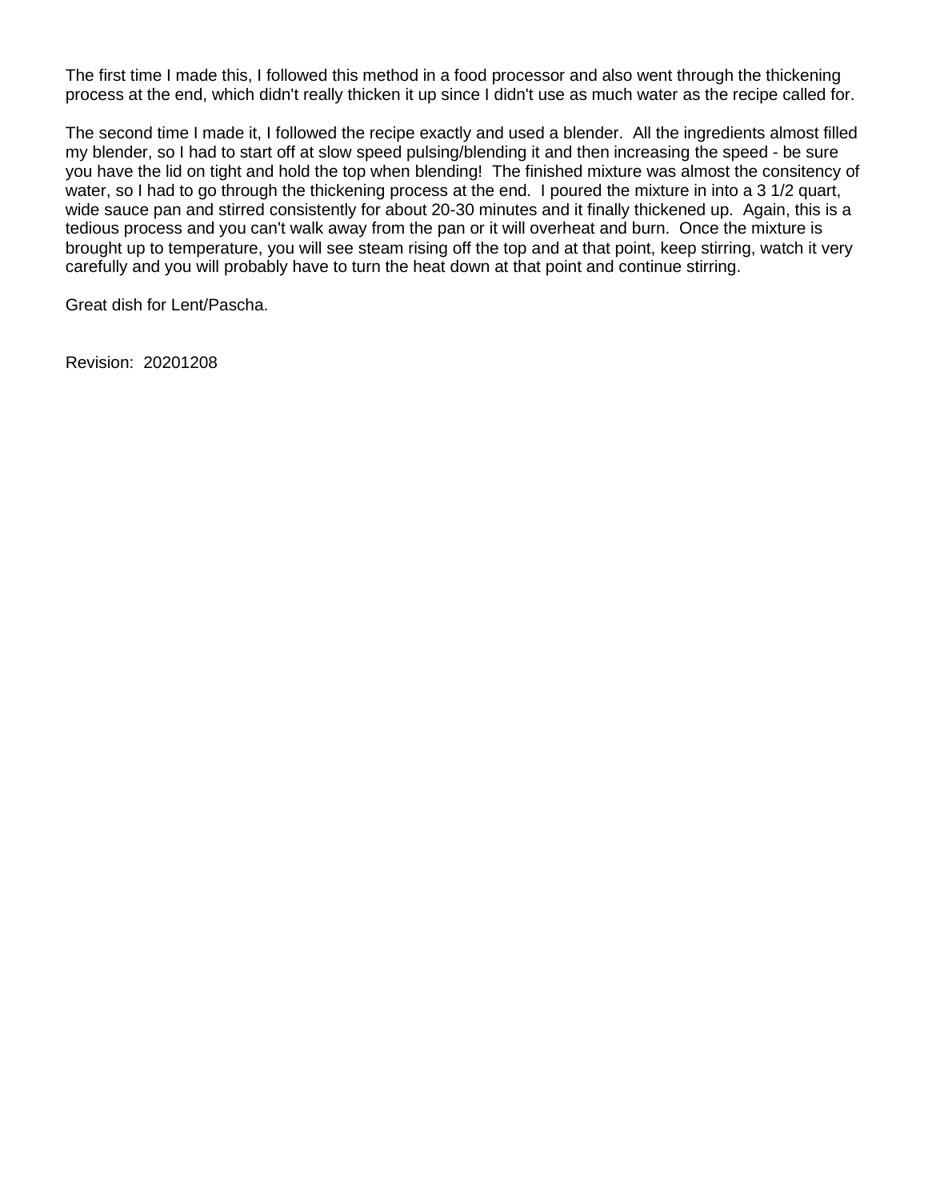The first time I made this, I followed this method in a food processor and also went through the thickening process at the end, which didn't really thicken it up since I didn't use as much water as the recipe called for.

The second time I made it, I followed the recipe exactly and used a blender. All the ingredients almost filled my blender, so I had to start off at slow speed pulsing/blending it and then increasing the speed - be sure you have the lid on tight and hold the top when blending! The finished mixture was almost the consitency of water, so I had to go through the thickening process at the end. I poured the mixture in into a 3 1/2 quart, wide sauce pan and stirred consistently for about 20-30 minutes and it finally thickened up. Again, this is a tedious process and you can't walk away from the pan or it will overheat and burn. Once the mixture is brought up to temperature, you will see steam rising off the top and at that point, keep stirring, watch it very carefully and you will probably have to turn the heat down at that point and continue stirring.

Great dish for Lent/Pascha.

Revision: 20201208